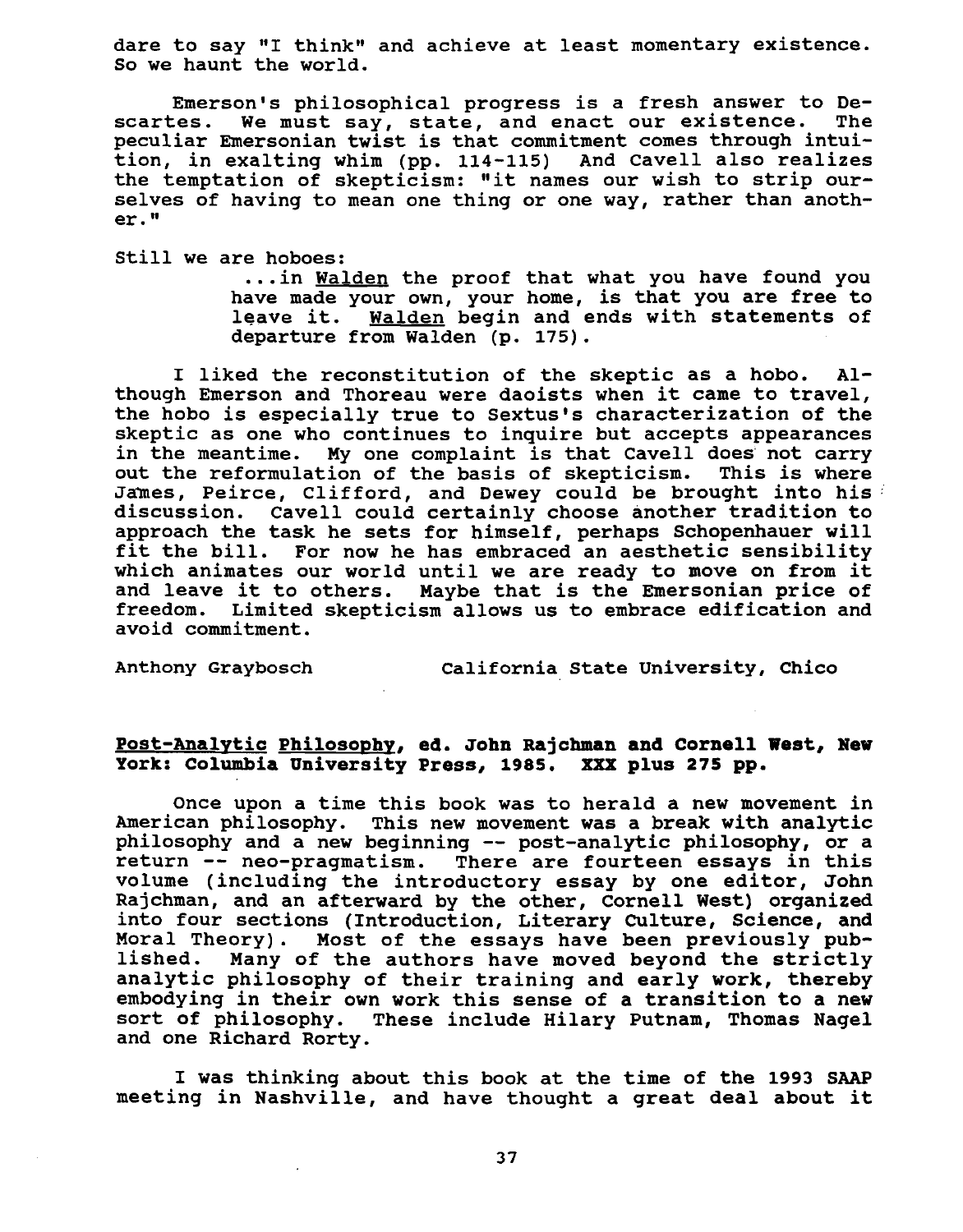dare to say "I think" and achieve at least momentary existence. So we haunt the world.

Emerson's philosophical progress is a fresh answer to Descartes. We must say, state, and enact our existence. The peculiar Emersonian twist is that commitment comes through intuition, in exalting whim (pp. 114-115) And Cavell also realizes the temptation of skepticism: "it names our wish to strip ourselves of having to mean one thing or one way, rather than another."

Still we are hoboes:

> ...in Walden the proof that what you have found you have made your own, your home, is that you are free to leave it. Walden begin and ends with statements of departure from Walden (p. 175).

I liked the reconstitution of the skeptic as a hobo. Although Emerson and Thoreau were daoists when it came to travel, the hobo is especially true to Sextus's characterization of the skeptic as one who continues to inquire but accepts appearances in the meantime. My one complaint is that Cavell does not carry out the reformulation of the basis of skepticism. This is where James, Peirce, Clifford, and Dewey could be brought into his discussion. Cavell could certainly choose another tradition to approach the task he sets for himself, perhaps Schopenhauer will fit the bill. For now he has embraced an aesthetic sensibility which animates our world until we are ready to move on from it and leave it to others. Maybe that is the Emersonian price of freedom. Limited skepticism allows us to embrace edification and avoid commitment.

Anthony Graybosch California State University, Chico

**Post-Analytic Philosophy, ed. John Rajchman and Cornell West, New York: Columbia University Press, 1985. XXX plus 275 pp.**

Once upon a time this book was to herald a new movement in American philosophy. This new movement was a break with analytic philosophy and a new beginning -- post-analytic philosophy, or a return -- neo-pragmatism. There are fourteen essays in this volume (including the introductory essay by one editor, John Rajchman, and an afterward by the other, Cornell West) organized into four sections (Introduction, Literary Culture, Science, and Moral Theory). Most of the essays have been previously published. Many of the authors have moved beyond the strictly analytic philosophy of their training and early work, thereby embodying in their own work this sense of a transition to a new sort of philosophy. These include Hilary Putnam, Thomas Nagel and one Richard Rorty.

I was thinking about this book at the time of the 1993 SAAP meeting in Nashville, and have thought a great deal about it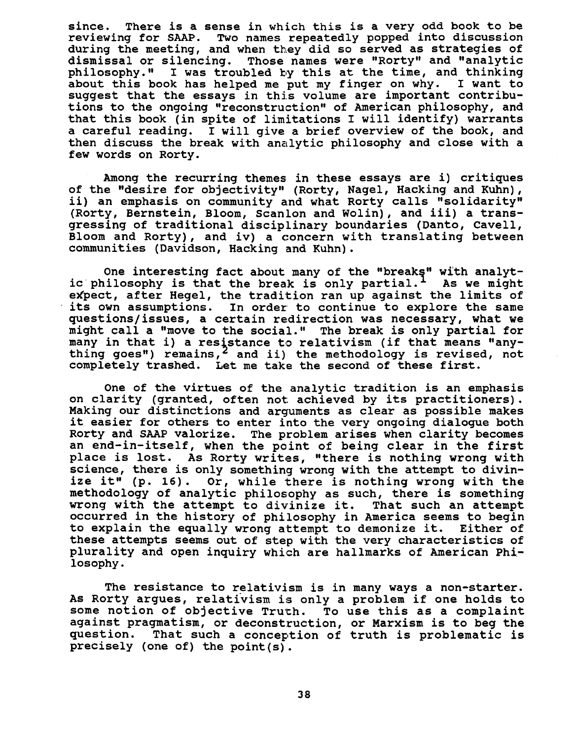since. There is a sense in which this is a very odd book to be reviewing for SAAP. Two names repeatedly popped into discussion during the meeting, and when they did so served as strategies of dismissal or silencing. Those names were "Rorty" and "analytic philosophy." I was troubled by this at the time, and thinking about this book has helped me put my finger on why. I want to suggest that the essays in this volume are important contributions to the ongoing "reconstruction" of American philosophy, and that this book (in spite of limitations I will identify) warrants a careful reading. I will give a brief overview of the book, and then discuss the break with analytic philosophy and close with a few words on Rorty.

Among the recurring themes in these essays are i) critiques of the "desire for objectivity" (Rorty, Nagel, Hacking and Kuhn), ii) an emphasis on community and what Rorty calls "solidarity" (Rorty, Bernstein, Bloom, Scanlon and Wolin), and iii) a transgressing of traditional disciplinary boundaries (Danto, Cavell, Bloom and Rorty), and iv) a concern with translating between communities (Davidson, Hacking and Kuhn).

One interesting fact about many of the "breaks" with analytic philosophy is that the break is only partial.[1] As we might expect, after Hegel, the tradition ran up against the limits of its own assumptions. In order to continue to explore the same questions/issues, a certain redirection was necessary, what we might call a "move to the social." The break is only partial for many in that i) a resistance to relativism (if that means "anything goes") remains,[2] and ii) the methodology is revised, not completely trashed. Let me take the second of these first.

One of the virtues of the analytic tradition is an emphasis on clarity (granted, often not achieved by its practitioners). Making our distinctions and arguments as clear as possible makes it easier for others to enter into the very ongoing dialogue both Rorty and SAAP valorize. The problem arises when clarity becomes an end-in-itself, when the point of being clear in the first place is lost. As Rorty writes, "there is nothing wrong with science, there is only something wrong with the attempt to divinize it" (p. 16). Or, while there is nothing wrong with the methodology of analytic philosophy as such, there is something wrong with the attempt to divinize it. That such an attempt occurred in the history of philosophy in America seems to begin to explain the equally wrong attempt to demonize it. Either of these attempts seems out of step with the very characteristics of plurality and open inquiry which are hallmarks of American Philosophy.

The resistance to relativism is in many ways a non-starter. As Rorty argues, relativism is only a problem if one holds to some notion of objective Truth. To use this as a complaint against pragmatism, or deconstruction, or Marxism is to beg the question. That such a conception of truth is problematic is precisely (one of) the point(s).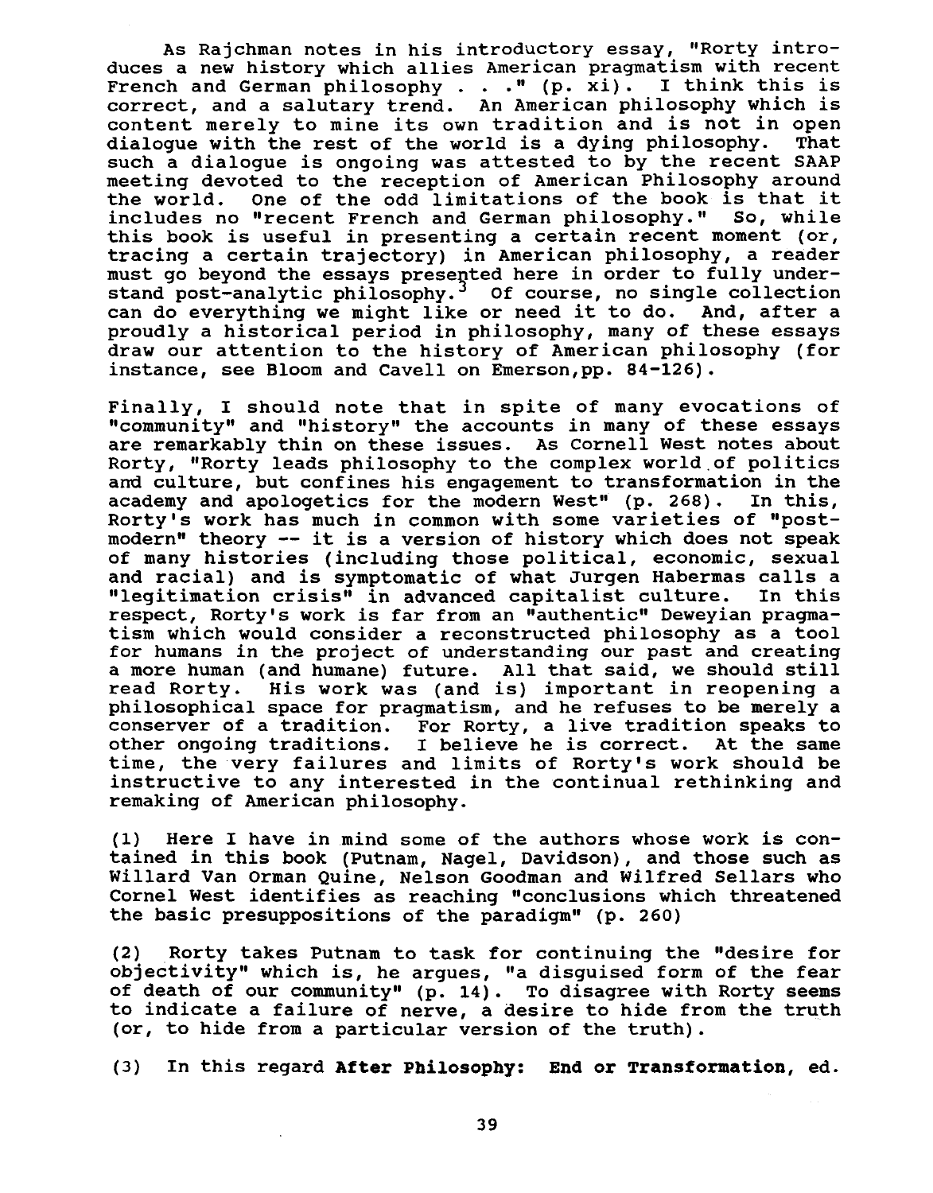As Rajchman notes in his introductory essay, "Rorty introduces a new history which allies American pragmatism with recent French and German philosophy . . ." (p. xi). I think this is correct, and a salutary trend. An American philosophy which is content merely to mine its own tradition and is not in open dialogue with the rest of the world is a dying philosophy. That such a dialogue is ongoing was attested to by the recent SAAP meeting devoted to the reception of American Philosophy around the world. One of the odd limitations of the book is that it includes no "recent French and German philosophy." So, while this book is useful in presenting a certain recent moment (or, tracing a certain trajectory) in American philosophy, a reader must go beyond the essays presented here in order to fully understand post-analytic philosophy.[3] Of course, no single collection can do everything we might like or need it to do. And, after a proudly a historical period in philosophy, many of these essays draw our attention to the history of American philosophy (for instance, see Bloom and Cavell on Emerson,pp. 84-126).

Finally, I should note that in spite of many evocations of "community" and "history" the accounts in many of these essays are remarkably thin on these issues. As Cornell West notes about Rorty, "Rorty leads philosophy to the complex world of politics and culture, but confines his engagement to transformation in the academy and apologetics for the modern West" (p. 268). In this, Rorty's work has much in common with some varieties of "postmodern" theory -- it is a version of history which does not speak of many histories (including those political, economic, sexual and racial) and is symptomatic of what Jurgen Habermas calls a "legitimation crisis" in advanced capitalist culture. In this respect, Rorty's work is far from an "authentic" Deweyian pragmatism which would consider a reconstructed philosophy as a tool for humans in the project of understanding our past and creating a more human (and humane) future. All that said, we should still read Rorty. His work was (and is) important in reopening a philosophical space for pragmatism, and he refuses to be merely a conserver of a tradition. For Rorty, a live tradition speaks to other ongoing traditions. I believe he is correct. At the same time, the very failures and limits of Rorty's work should be instructive to any interested in the continual rethinking and remaking of American philosophy.

(1) Here I have in mind some of the authors whose work is contained in this book (Putnam, Nagel, Davidson), and those such as Willard Van Orman Quine, Nelson Goodman and Wilfred Sellars who Cornel West identifies as reaching "conclusions which threatened the basic presuppositions of the paradigm" (p. 260)

(2) Rorty takes Putnam to task for continuing the "desire for objectivity" which is, he argues, "a disguised form of the fear of death of our community" (p. 14). To disagree with Rorty seems to indicate a failure of nerve, a desire to hide from the truth (or, to hide from a particular version of the truth).

(3) In this regard **After Philosophy: End or Transformation**, ed.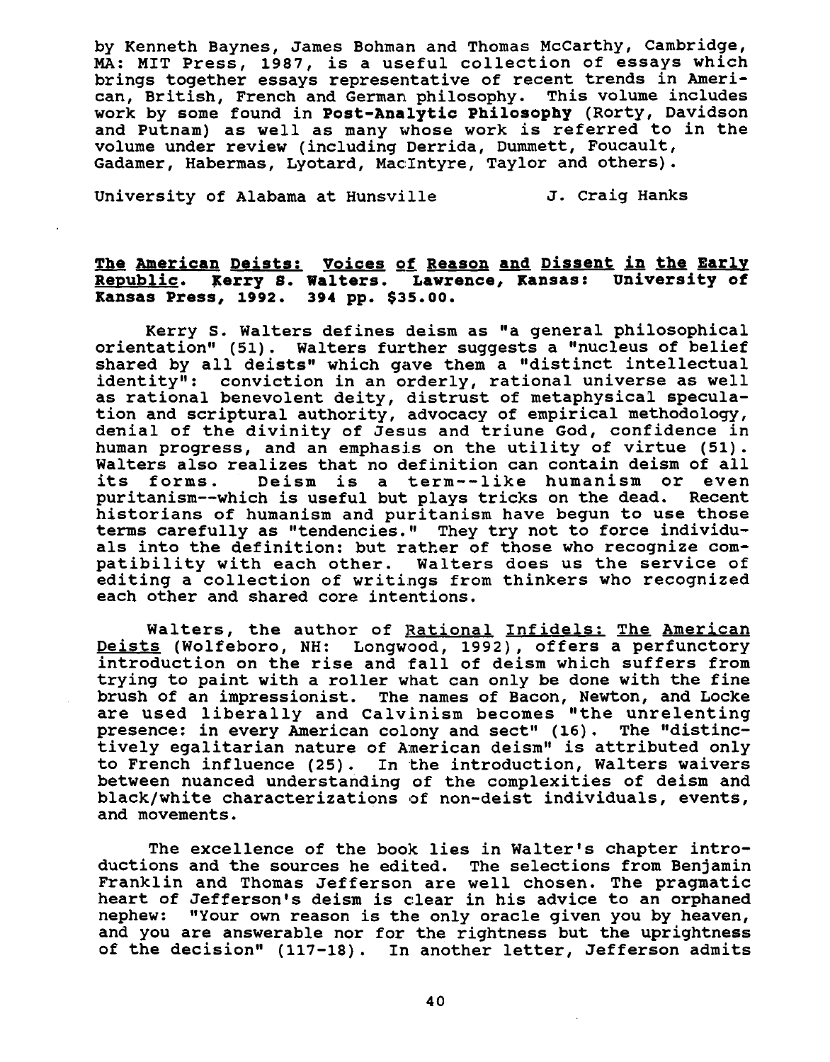by Kenneth Baynes, James Bohman and Thomas McCarthy, Cambridge, MA: MIT Press, 1987, is a useful collection of essays which brings together essays representative of recent trends in American, British, French and German philosophy. This volume includes work by some found in **Post-Analytic Philosophy** (Rorty, Davidson and Putnam) as well as many whose work is referred to in the volume under review (including Derrida, Dummett, Foucault, Gadamer, Habermas, Lyotard, MacIntyre, Taylor and others).

University of Alabama at Hunsville J. Craig Hanks

**<u>The American Deists: Voices of Reason and Dissent in the Early Republic</u>. Kerry S. Walters. Lawrence, Kansas: University of Kansas Press, 1992. 394 pp. $35.00.**

Kerry S. Walters defines deism as "a general philosophical orientation" (51). Walters further suggests a "nucleus of belief shared by all deists" which gave them a "distinct intellectual identity": conviction in an orderly, rational universe as well as rational benevolent deity, distrust of metaphysical speculation and scriptural authority, advocacy of empirical methodology, denial of the divinity of Jesus and triune God, confidence in human progress, and an emphasis on the utility of virtue (51). Walters also realizes that no definition can contain deism of all its forms. Deism is a term--like humanism or even puritanism--which is useful but plays tricks on the dead. Recent historians of humanism and puritanism have begun to use those terms carefully as "tendencies." They try not to force individuals into the definition: but rather of those who recognize compatibility with each other. Walters does us the service of editing a collection of writings from thinkers who recognized each other and shared core intentions.

Walters, the author of <u>Rational Infidels: The American Deists</u> (Wolfeboro, NH: Longwood, 1992), offers a perfunctory introduction on the rise and fall of deism which suffers from trying to paint with a roller what can only be done with the fine brush of an impressionist. The names of Bacon, Newton, and Locke are used liberally and Calvinism becomes "the unrelenting presence: in every American colony and sect" (16). The "distinctively egalitarian nature of American deism" is attributed only to French influence (25). In the introduction, Walters waivers between nuanced understanding of the complexities of deism and black/white characterizations of non-deist individuals, events, and movements.

The excellence of the book lies in Walter's chapter introductions and the sources he edited. The selections from Benjamin Franklin and Thomas Jefferson are well chosen. The pragmatic heart of Jefferson's deism is clear in his advice to an orphaned nephew: "Your own reason is the only oracle given you by heaven, and you are answerable nor for the rightness but the uprightness of the decision" (117-18). In another letter, Jefferson admits